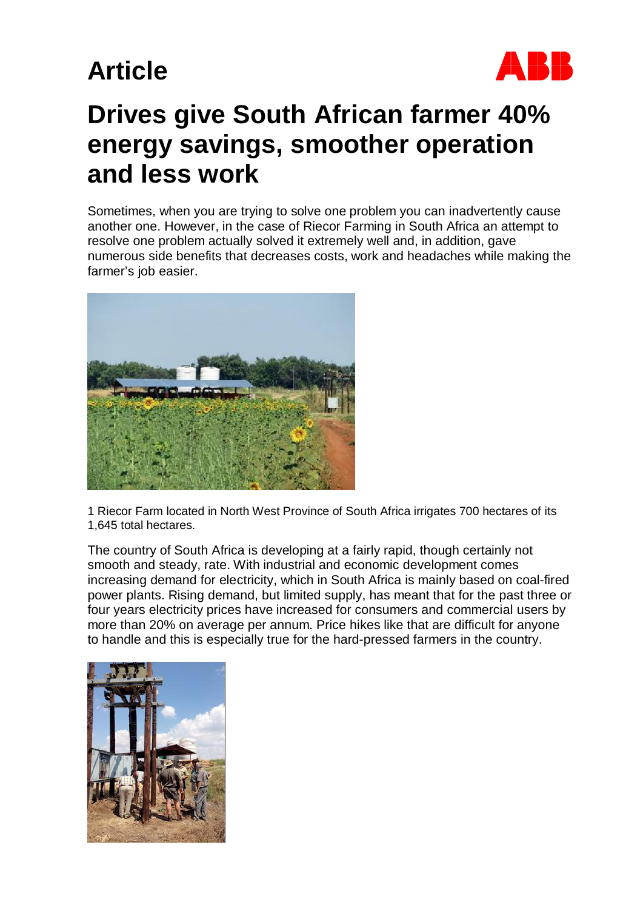Article

# Drives give South African farmer 40% energy savings, smoother operation and less work

Sometimes, when you are trying to solve one problem you can inadvertently cause another one. However, in the case of Riecor Farming in South Africa an attempt to resolve one problem actually solved it extremely well and, in addition, gave numerous side benefits that decreases costs, work and headaches while making the farmer's job easier.

1 Riecor Farm located in North West Province of South Africa irrigates 700 hectares of its 1,645 total hectares.

The country of South Africa is developing at a fairly rapid, though certainly not smooth and steady, rate. With industrial and economic development comes increasing demand for electricity, which in South Africa is mainly based on coal-fired power plants. Rising demand, but limited supply, has meant that for the past three or four years electricity prices have increased for consumers and commercial users by more than 20% on average per annum. Price hikes like that are difficult for anyone to handle and this is especially true for the hard-pressed farmers in the country.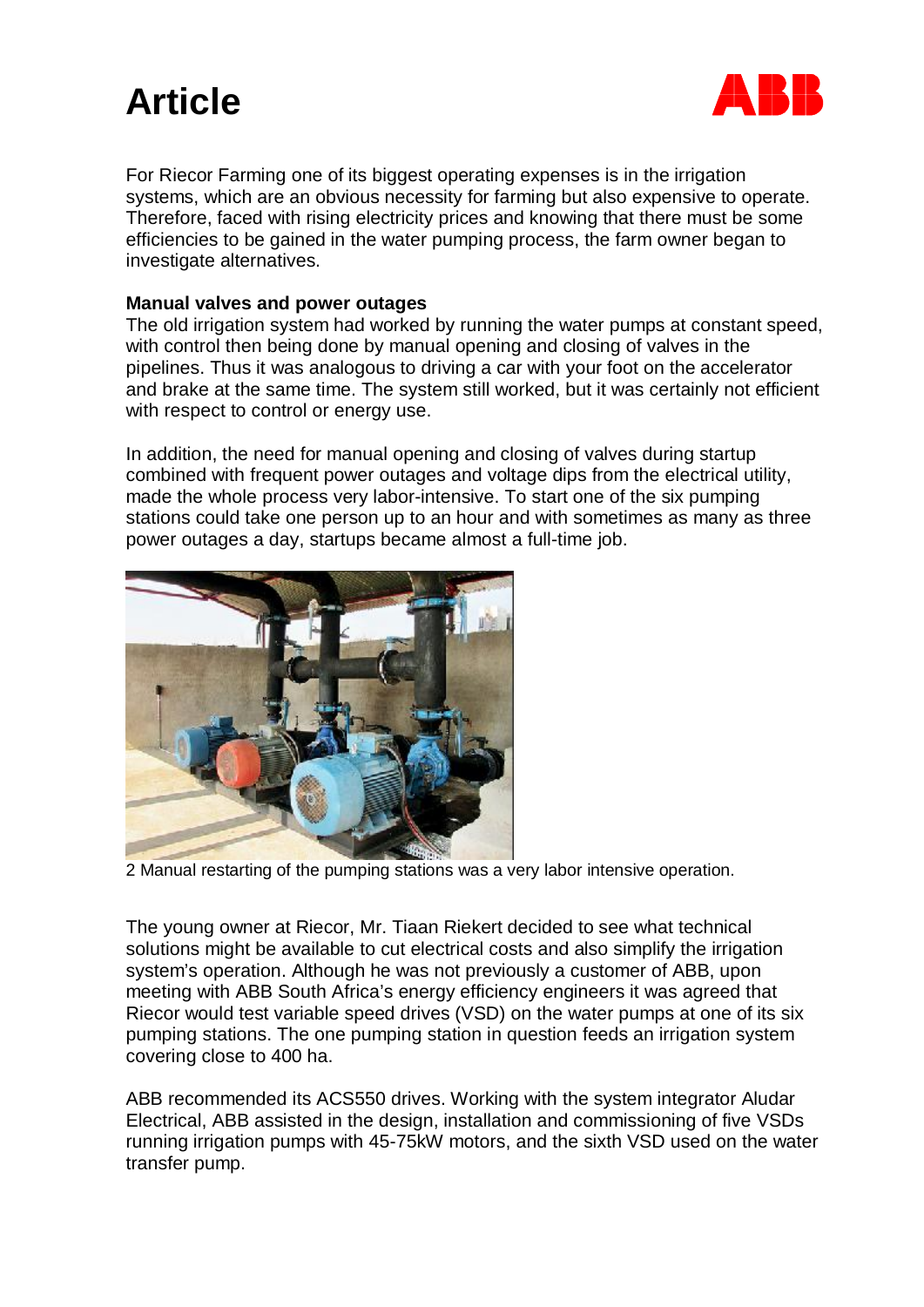# Article

For Riecor Farming one of its biggest operating expenses is in the irrigation systems, which are an obvious necessity for farming but also expensive to operate. Therefore, faced with rising electricity prices and knowing that there must be some efficiencies to be gained in the water pumping process, the farm owner began to investigate alternatives.

**Manual valves and power outages**

The old irrigation system had worked by running the water pumps at constant speed, with control then being done by manual opening and closing of valves in the pipelines. Thus it was analogous to driving a car with your foot on the accelerator and brake at the same time. The system still worked, but it was certainly not efficient with respect to control or energy use.

In addition, the need for manual opening and closing of valves during startup combined with frequent power outages and voltage dips from the electrical utility, made the whole process very labor-intensive. To start one of the six pumping stations could take one person up to an hour and with sometimes as many as three power outages a day, startups became almost a full-time job.

2 Manual restarting of the pumping stations was a very labor intensive operation.

The young owner at Riecor, Mr. Tiaan Riekert decided to see what technical solutions might be available to cut electrical costs and also simplify the irrigation system's operation. Although he was not previously a customer of ABB, upon meeting with ABB South Africa's energy efficiency engineers it was agreed that Riecor would test variable speed drives (VSD) on the water pumps at one of its six pumping stations. The one pumping station in question feeds an irrigation system covering close to 400 ha.

ABB recommended its ACS550 drives. Working with the system integrator Aludar Electrical, ABB assisted in the design, installation and commissioning of five VSDs running irrigation pumps with 45-75kW motors, and the sixth VSD used on the water transfer pump.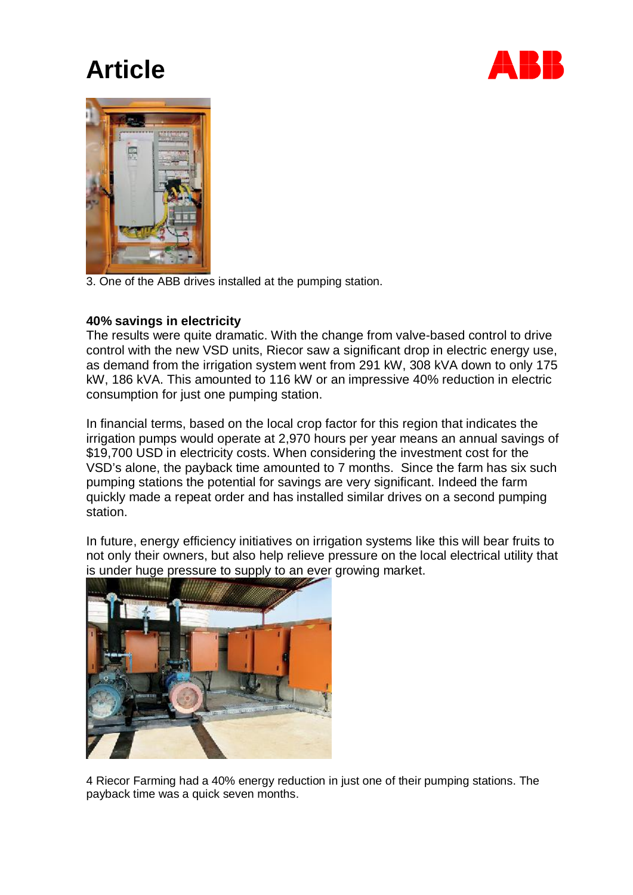3. One of the ABB drives installed at the pumping station.

**40% savings in electricity**

The results were quite dramatic. With the change from valve-based control to drive control with the new VSD units, Riecor saw a significant drop in electric energy use, as demand from the irrigation system went from 291 kW, 308 kVA down to only 175 kW, 186 kVA. This amounted to 116 kW or an impressive 40% reduction in electric consumption for just one pumping station.

In financial terms, based on the local crop factor for this region that indicates the irrigation pumps would operate at 2,970 hours per year means an annual savings of $19,700 USD in electricity costs. When considering the investment cost for the VSD's alone, the payback time amounted to 7 months. Since the farm has six such pumping stations the potential for savings are very significant. Indeed the farm quickly made a repeat order and has installed similar drives on a second pumping station.

In future, energy efficiency initiatives on irrigation systems like this will bear fruits to not only their owners, but also help relieve pressure on the local electrical utility that is under huge pressure to supply to an ever growing market.

4 Riecor Farming had a 40% energy reduction in just one of their pumping stations. The payback time was a quick seven months.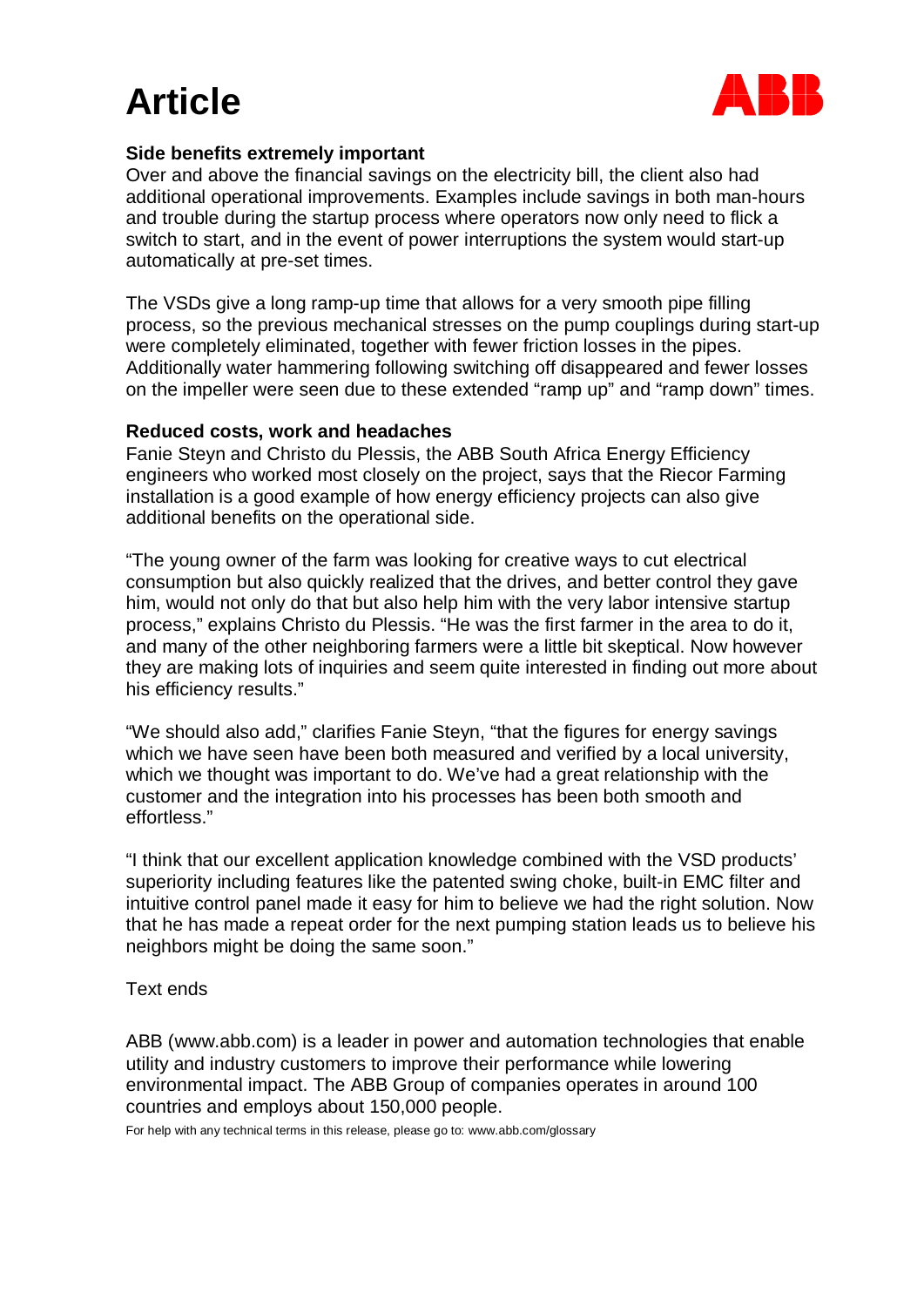## Side benefits extremely important

Over and above the financial savings on the electricity bill, the client also had additional operational improvements. Examples include savings in both man-hours and trouble during the startup process where operators now only need to flick a switch to start, and in the event of power interruptions the system would start-up automatically at pre-set times.

The VSDs give a long ramp-up time that allows for a very smooth pipe filling process, so the previous mechanical stresses on the pump couplings during start-up were completely eliminated, together with fewer friction losses in the pipes. Additionally water hammering following switching off disappeared and fewer losses on the impeller were seen due to these extended "ramp up" and "ramp down" times.

## Reduced costs, work and headaches

Fanie Steyn and Christo du Plessis, the ABB South Africa Energy Efficiency engineers who worked most closely on the project, says that the Riecor Farming installation is a good example of how energy efficiency projects can also give additional benefits on the operational side.

"The young owner of the farm was looking for creative ways to cut electrical consumption but also quickly realized that the drives, and better control they gave him, would not only do that but also help him with the very labor intensive startup process," explains Christo du Plessis. "He was the first farmer in the area to do it, and many of the other neighboring farmers were a little bit skeptical. Now however they are making lots of inquiries and seem quite interested in finding out more about his efficiency results."

"We should also add," clarifies Fanie Steyn, "that the figures for energy savings which we have seen have been both measured and verified by a local university, which we thought was important to do. We've had a great relationship with the customer and the integration into his processes has been both smooth and effortless."

"I think that our excellent application knowledge combined with the VSD products' superiority including features like the patented swing choke, built-in EMC filter and intuitive control panel made it easy for him to believe we had the right solution. Now that he has made a repeat order for the next pumping station leads us to believe his neighbors might be doing the same soon."

Text ends

ABB (www.abb.com) is a leader in power and automation technologies that enable utility and industry customers to improve their performance while lowering environmental impact. The ABB Group of companies operates in around 100 countries and employs about 150,000 people.

For help with any technical terms in this release, please go to: www.abb.com/glossary